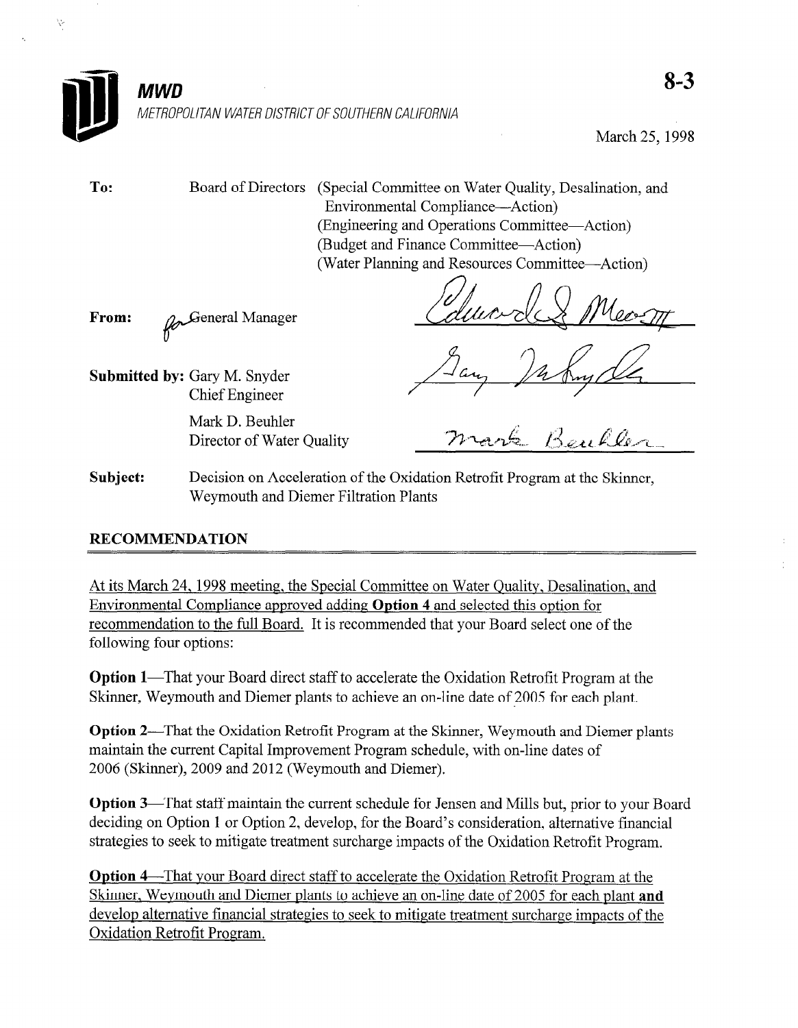**MWD**

METROPOLITAN WATER DISTRICT OF SOUTHERN CALIFORNIA

**8-3**

March 25, 1998

**To:** Board of Directors (Special Committee on Water Quality, Desalination, and Environmental Compliance—Action)
(Engineering and Operations Committee—Action)
(Budget and Finance Committee—Action)
(Water Planning and Resources Committee—Action)

**From:** for General Manager

**Submitted by:** Gary M. Snyder
Chief Engineer

Mark D. Beuhler
Director of Water Quality

**Subject:** Decision on Acceleration of the Oxidation Retrofit Program at the Skinner, Weymouth and Diemer Filtration Plants

## RECOMMENDATION

At its March 24, 1998 meeting, the Special Committee on Water Quality, Desalination, and Environmental Compliance approved adding **Option 4** and selected this option for recommendation to the full Board. It is recommended that your Board select one of the following four options:

**Option 1**—That your Board direct staff to accelerate the Oxidation Retrofit Program at the Skinner, Weymouth and Diemer plants to achieve an on-line date of 2005 for each plant.

**Option 2**—That the Oxidation Retrofit Program at the Skinner, Weymouth and Diemer plants maintain the current Capital Improvement Program schedule, with on-line dates of 2006 (Skinner), 2009 and 2012 (Weymouth and Diemer).

**Option 3**—That staff maintain the current schedule for Jensen and Mills but, prior to your Board deciding on Option 1 or Option 2, develop, for the Board's consideration, alternative financial strategies to seek to mitigate treatment surcharge impacts of the Oxidation Retrofit Program.

**Option 4**—That your Board direct staff to accelerate the Oxidation Retrofit Program at the Skinner, Weymouth and Diemer plants to achieve an on-line date of 2005 for each plant **and** develop alternative financial strategies to seek to mitigate treatment surcharge impacts of the Oxidation Retrofit Program.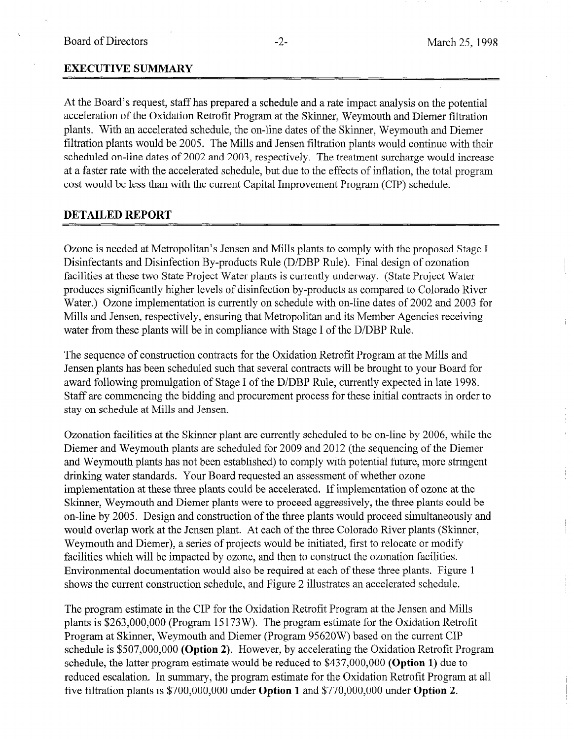## EXECUTIVE SUMMARY

At the Board's request, staff has prepared a schedule and a rate impact analysis on the potential acceleration of the Oxidation Retrofit Program at the Skinner, Weymouth and Diemer filtration plants. With an accelerated schedule, the on-line dates of the Skinner, Weymouth and Diemer filtration plants would be 2005. The Mills and Jensen filtration plants would continue with their scheduled on-line dates of 2002 and 2003, respectively. The treatment surcharge would increase at a faster rate with the accelerated schedule, but due to the effects of inflation, the total program cost would be less than with the current Capital Improvement Program (CIP) schedule.

## DETAILED REPORT

Ozone is needed at Metropolitan's Jensen and Mills plants to comply with the proposed Stage I Disinfectants and Disinfection By-products Rule (D/DBP Rule). Final design of ozonation facilities at these two State Project Water plants is currently underway. (State Project Water produces significantly higher levels of disinfection by-products as compared to Colorado River Water.) Ozone implementation is currently on schedule with on-line dates of 2002 and 2003 for Mills and Jensen, respectively, ensuring that Metropolitan and its Member Agencies receiving water from these plants will be in compliance with Stage I of the D/DBP Rule.

The sequence of construction contracts for the Oxidation Retrofit Program at the Mills and Jensen plants has been scheduled such that several contracts will be brought to your Board for award following promulgation of Stage I of the D/DBP Rule, currently expected in late 1998. Staff are commencing the bidding and procurement process for these initial contracts in order to stay on schedule at Mills and Jensen.

Ozonation facilities at the Skinner plant are currently scheduled to be on-line by 2006, while the Diemer and Weymouth plants are scheduled for 2009 and 2012 (the sequencing of the Diemer and Weymouth plants has not been established) to comply with potential future, more stringent drinking water standards. Your Board requested an assessment of whether ozone implementation at these three plants could be accelerated. If implementation of ozone at the Skinner, Weymouth and Diemer plants were to proceed aggressively, the three plants could be on-line by 2005. Design and construction of the three plants would proceed simultaneously and would overlap work at the Jensen plant. At each of the three Colorado River plants (Skinner, Weymouth and Diemer), a series of projects would be initiated, first to relocate or modify facilities which will be impacted by ozone, and then to construct the ozonation facilities. Environmental documentation would also be required at each of these three plants. Figure 1 shows the current construction schedule, and Figure 2 illustrates an accelerated schedule.

The program estimate in the CIP for the Oxidation Retrofit Program at the Jensen and Mills plants is $263,000,000 (Program 15173W). The program estimate for the Oxidation Retrofit Program at Skinner, Weymouth and Diemer (Program 95620W) based on the current CIP schedule is $507,000,000 **(Option 2)**. However, by accelerating the Oxidation Retrofit Program schedule, the latter program estimate would be reduced to $437,000,000 **(Option 1)** due to reduced escalation. In summary, the program estimate for the Oxidation Retrofit Program at all five filtration plants is $700,000,000 under **Option 1** and $770,000,000 under **Option 2**.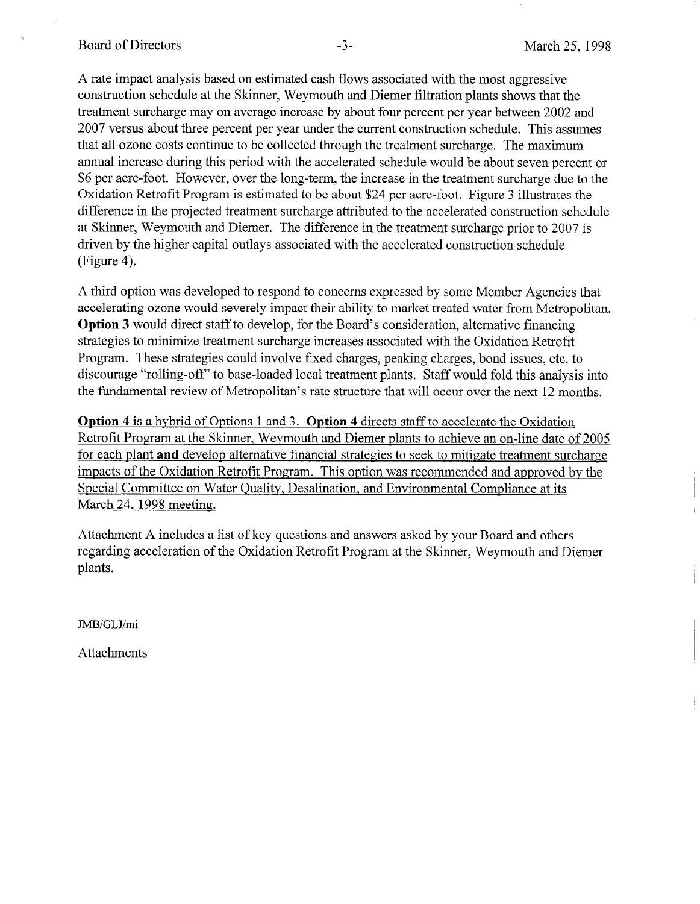A rate impact analysis based on estimated cash flows associated with the most aggressive construction schedule at the Skinner, Weymouth and Diemer filtration plants shows that the treatment surcharge may on average increase by about four percent per year between 2002 and 2007 versus about three percent per year under the current construction schedule. This assumes that all ozone costs continue to be collected through the treatment surcharge. The maximum annual increase during this period with the accelerated schedule would be about seven percent or $6 per acre-foot. However, over the long-term, the increase in the treatment surcharge due to the Oxidation Retrofit Program is estimated to be about $24 per acre-foot. Figure 3 illustrates the difference in the projected treatment surcharge attributed to the accelerated construction schedule at Skinner, Weymouth and Diemer. The difference in the treatment surcharge prior to 2007 is driven by the higher capital outlays associated with the accelerated construction schedule (Figure 4).

A third option was developed to respond to concerns expressed by some Member Agencies that accelerating ozone would severely impact their ability to market treated water from Metropolitan. **Option 3** would direct staff to develop, for the Board's consideration, alternative financing strategies to minimize treatment surcharge increases associated with the Oxidation Retrofit Program. These strategies could involve fixed charges, peaking charges, bond issues, etc. to discourage "rolling-off" to base-loaded local treatment plants. Staff would fold this analysis into the fundamental review of Metropolitan's rate structure that will occur over the next 12 months.

**Option 4** is a hybrid of Options 1 and 3. **Option 4** directs staff to accelerate the Oxidation Retrofit Program at the Skinner, Weymouth and Diemer plants to achieve an on-line date of 2005 for each plant **and** develop alternative financial strategies to seek to mitigate treatment surcharge impacts of the Oxidation Retrofit Program. This option was recommended and approved by the Special Committee on Water Quality, Desalination, and Environmental Compliance at its March 24, 1998 meeting.

Attachment A includes a list of key questions and answers asked by your Board and others regarding acceleration of the Oxidation Retrofit Program at the Skinner, Weymouth and Diemer plants.

JMB/GLJ/mi

Attachments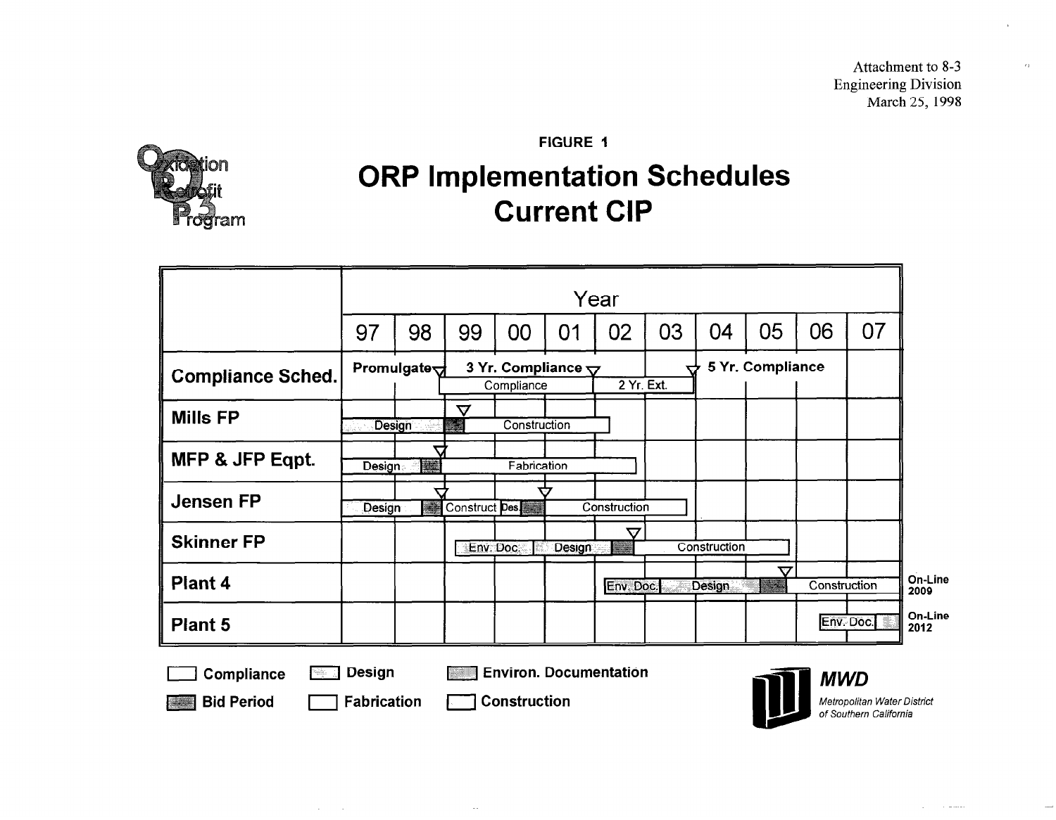Attachment to 8-3
Engineering Division
March 25, 1998

FIGURE 1

# ORP Implementation Schedules
## Current CIP

Oxidation Retrofit Program

| | 97 | 98 | 99 | 00 | 01 | 02 | 03 | 04 | 05 | 06 | 07 | |
|---|---|---|---|---|---|---|---|---|---|---|---|---|
| **Compliance Sched.** | Promulgate ▽ | | 3 Yr. Compliance ▽ / Compliance | | | 2 Yr. Ext. | ▽ | 5 Yr. Compliance | | | | |
| **Mills FP** | Design | | ▽ Bid / Construction | | | | | | | | | |
| **MFP & JFP Eqpt.** | Design | Bid ▽ | Fabrication | | | | | | | | | |
| **Jensen FP** | Design | Bid ▽ | Construct | Des. / Bid ▽ | Construction | | | | | | | |
| **Skinner FP** | | | Env. Doc. | | Design | Bid ▽ | Construction | | | | | |
| **Plant 4** | | | | | | Env. Doc. | Design | | Bid ▽ | Construction | | On-Line 2009 |
| **Plant 5** | | | | | | | | | | Env. Doc. | | On-Line 2012 |

Legend: Compliance; Design; Environ. Documentation; Bid Period; Fabrication; Construction

*MWD* — *Metropolitan Water District of Southern California*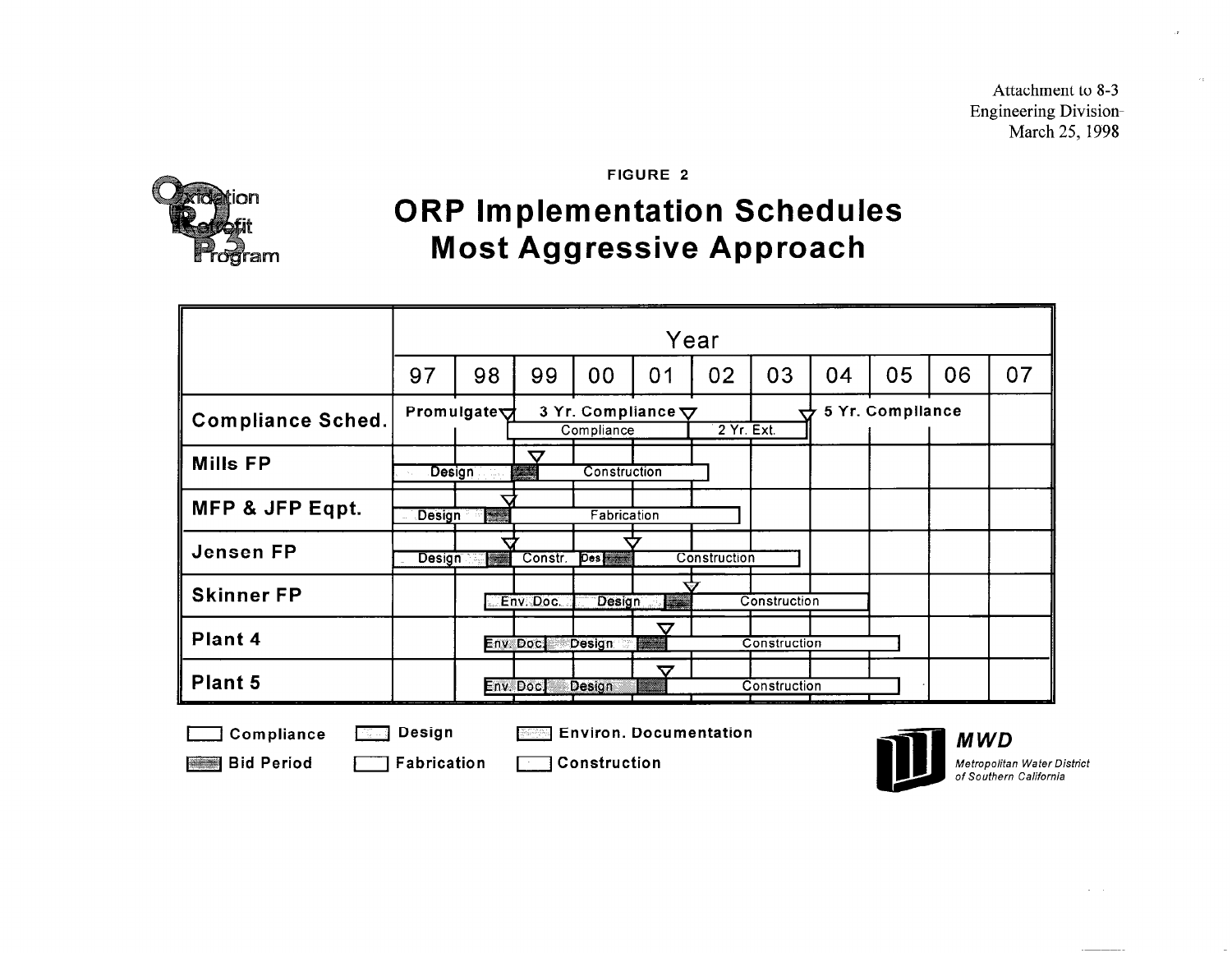Attachment to 8-3
Engineering Division
March 25, 1998

FIGURE 2

# ORP Implementation Schedules
# Most Aggressive Approach

Oxidation Retrofit Program

| | Year | | | | | | | | | | |
|---|---|---|---|---|---|---|---|---|---|---|---|
| | 97 | 98 | 99 | 00 | 01 | 02 | 03 | 04 | 05 | 06 | 07 |
| **Compliance Sched.** | Promulgate ▽ | | 3 Yr. Compliance ▽ | | | | ▽ 5 Yr. Compliance | | | | |
| | | | Compliance | | | 2 Yr. Ext. | | | | | |
| **Mills FP** | Design | | ▽ Construction | | | | | | | | |
| **MFP & JFP Eqpt.** | Design | | ▽ Fabrication | | | | | | | | |
| **Jensen FP** | Design | | ▽ Constr. | Des | ▽ Construction | | | | | | |
| **Skinner FP** | | Env. Doc. | | Design | | ▽ Construction | | | | | |
| **Plant 4** | | Env. Doc | Design | | ▽ Construction | | | | | | |
| **Plant 5** | | Env. Doc | Design | | ▽ Construction | | | | | | |

Legend: Compliance; Design; Environ. Documentation; Bid Period; Fabrication; Construction

**MWD**
*Metropolitan Water District of Southern California*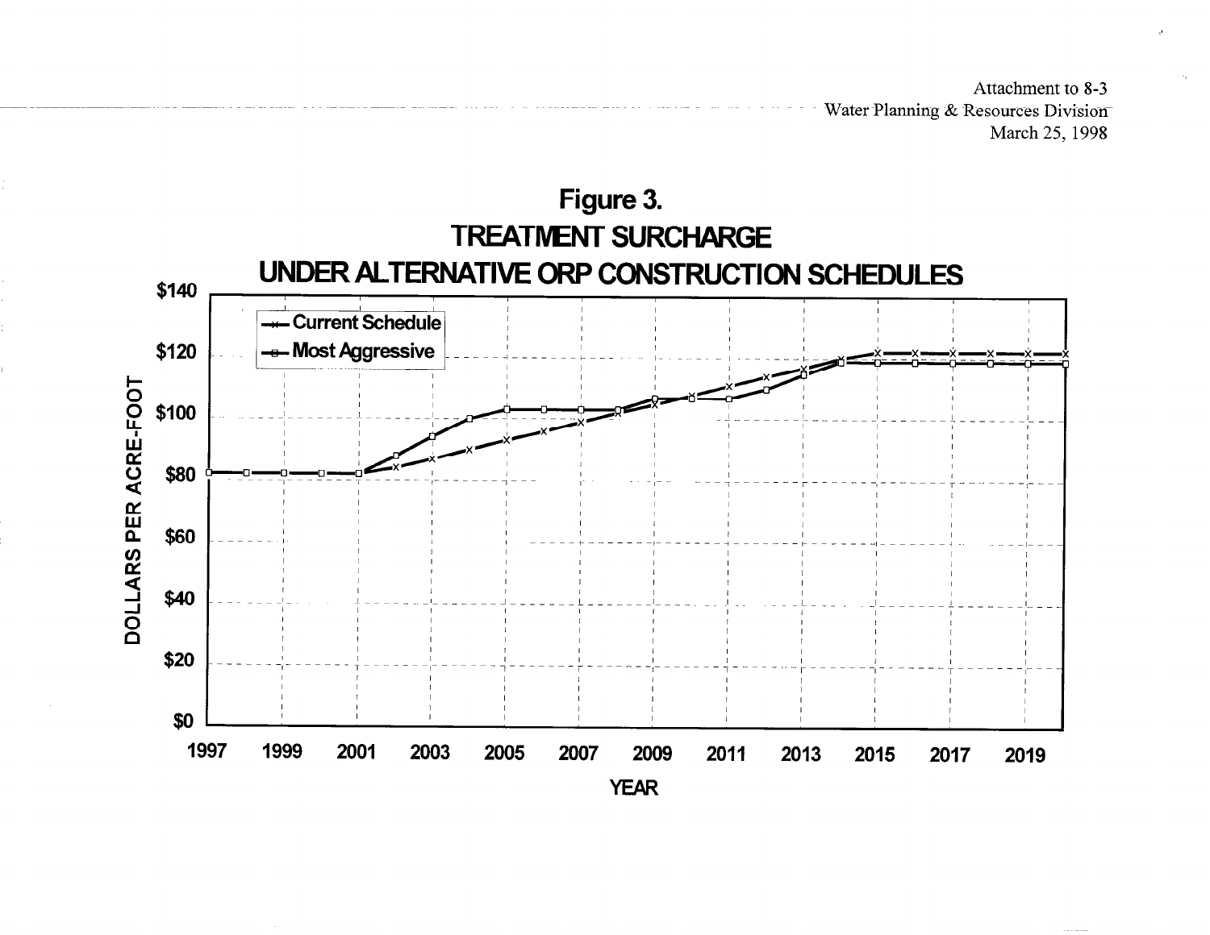Attachment to 8-3
Water Planning & Resources Division
March 25, 1998

# Figure 3.
## TREATMENT SURCHARGE
## UNDER ALTERNATIVE ORP CONSTRUCTION SCHEDULES

- Current Schedule
- Most Aggressive

DOLLARS PER ACRE-FOOT: $0, $20, $40, $60, $80, $100, $120, $140

YEAR: 1997, 1999, 2001, 2003, 2005, 2007, 2009, 2011, 2013, 2015, 2017, 2019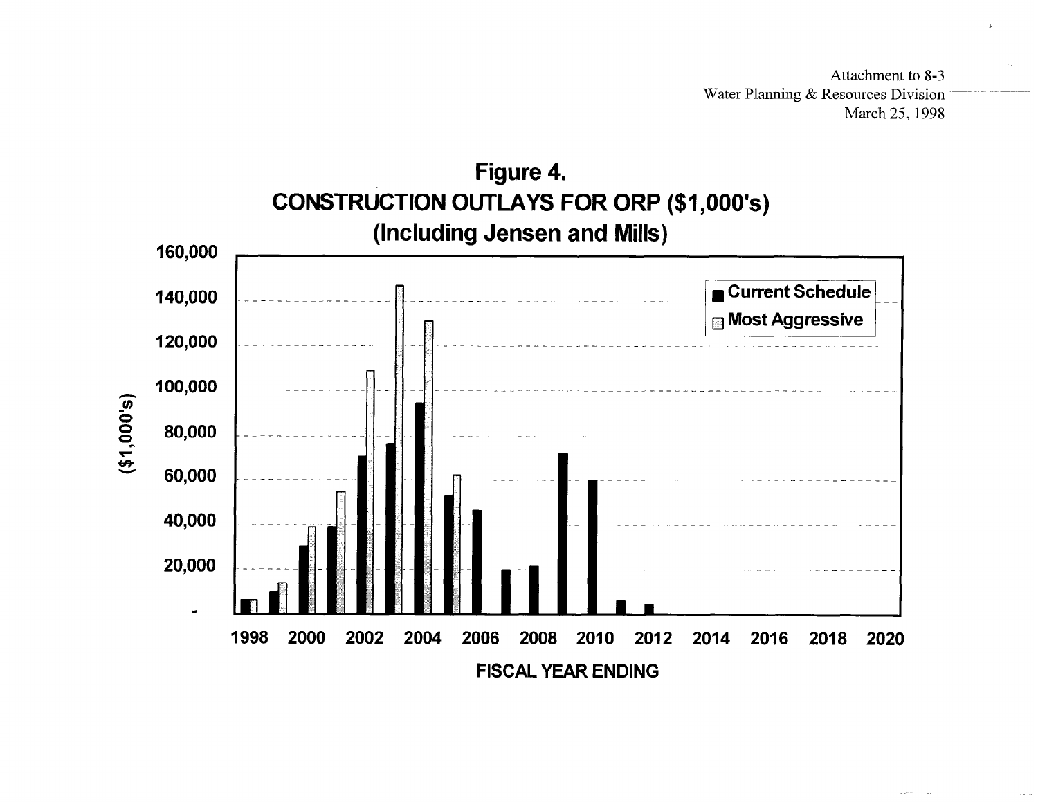Attachment to 8-3
Water Planning & Resources Division
March 25, 1998

## Figure 4.
## CONSTRUCTION OUTLAYS FOR ORP ($1,000's)
## (Including Jensen and Mills)

($1,000's)

160,000
140,000
120,000
100,000
80,000
60,000
40,000
20,000
-

■ Current Schedule
□ Most Aggressive

1998 2000 2002 2004 2006 2008 2010 2012 2014 2016 2018 2020

FISCAL YEAR ENDING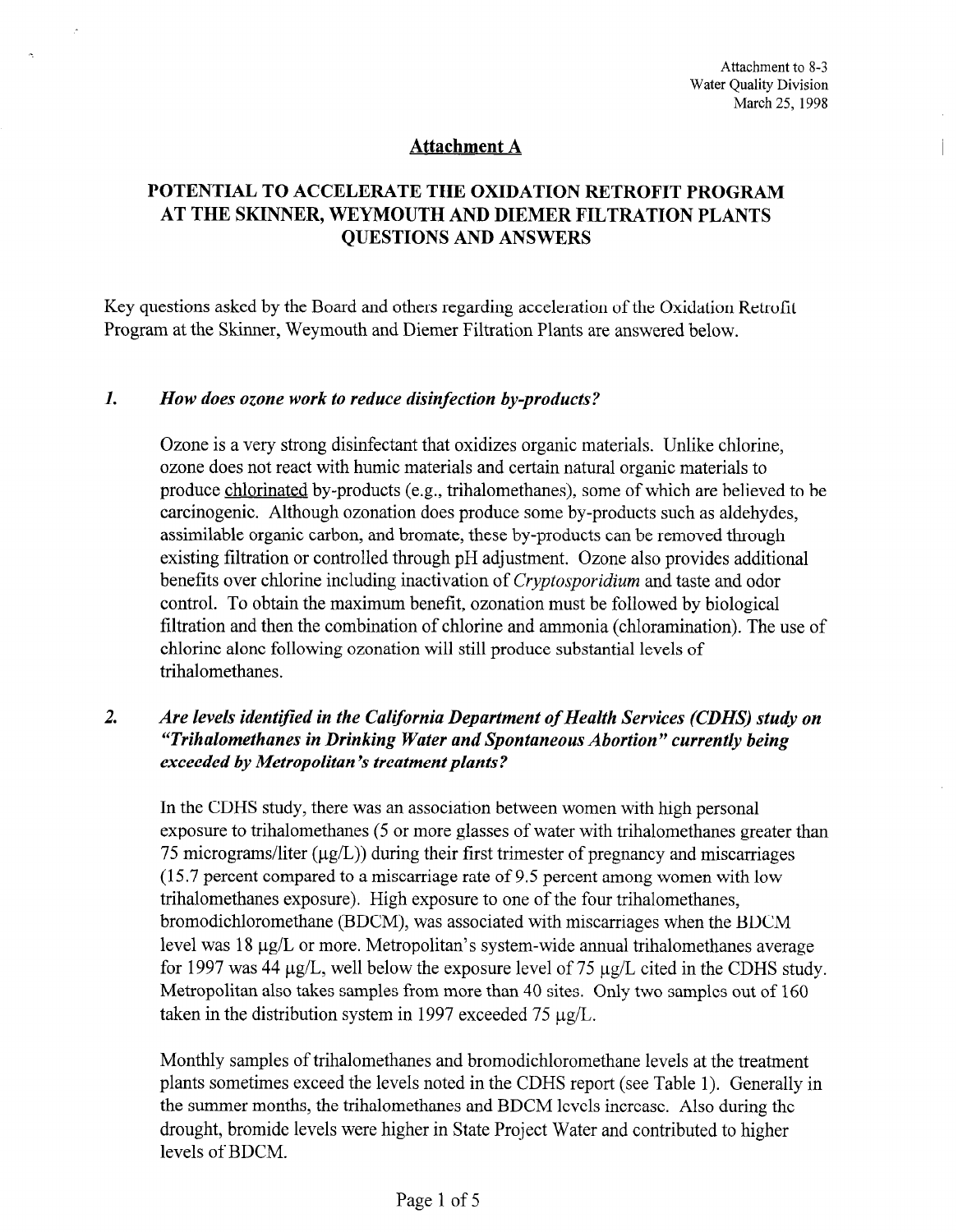Attachment to 8-3
Water Quality Division
March 25, 1998

## Attachment A

## POTENTIAL TO ACCELERATE THE OXIDATION RETROFIT PROGRAM AT THE SKINNER, WEYMOUTH AND DIEMER FILTRATION PLANTS QUESTIONS AND ANSWERS

Key questions asked by the Board and others regarding acceleration of the Oxidation Retrofit Program at the Skinner, Weymouth and Diemer Filtration Plants are answered below.

### *1. How does ozone work to reduce disinfection by-products?*

Ozone is a very strong disinfectant that oxidizes organic materials. Unlike chlorine, ozone does not react with humic materials and certain natural organic materials to produce <u>chlorinated</u> by-products (e.g., trihalomethanes), some of which are believed to be carcinogenic. Although ozonation does produce some by-products such as aldehydes, assimilable organic carbon, and bromate, these by-products can be removed through existing filtration or controlled through pH adjustment. Ozone also provides additional benefits over chlorine including inactivation of *Cryptosporidium* and taste and odor control. To obtain the maximum benefit, ozonation must be followed by biological filtration and then the combination of chlorine and ammonia (chloramination). The use of chlorine alone following ozonation will still produce substantial levels of trihalomethanes.

### *2. Are levels identified in the California Department of Health Services (CDHS) study on "Trihalomethanes in Drinking Water and Spontaneous Abortion" currently being exceeded by Metropolitan's treatment plants?*

In the CDHS study, there was an association between women with high personal exposure to trihalomethanes (5 or more glasses of water with trihalomethanes greater than 75 micrograms/liter (µg/L)) during their first trimester of pregnancy and miscarriages (15.7 percent compared to a miscarriage rate of 9.5 percent among women with low trihalomethanes exposure). High exposure to one of the four trihalomethanes, bromodichloromethane (BDCM), was associated with miscarriages when the BDCM level was 18 µg/L or more. Metropolitan's system-wide annual trihalomethanes average for 1997 was 44 µg/L, well below the exposure level of 75 µg/L cited in the CDHS study. Metropolitan also takes samples from more than 40 sites. Only two samples out of 160 taken in the distribution system in 1997 exceeded 75 µg/L.

Monthly samples of trihalomethanes and bromodichloromethane levels at the treatment plants sometimes exceed the levels noted in the CDHS report (see Table 1). Generally in the summer months, the trihalomethanes and BDCM levels increase. Also during the drought, bromide levels were higher in State Project Water and contributed to higher levels of BDCM.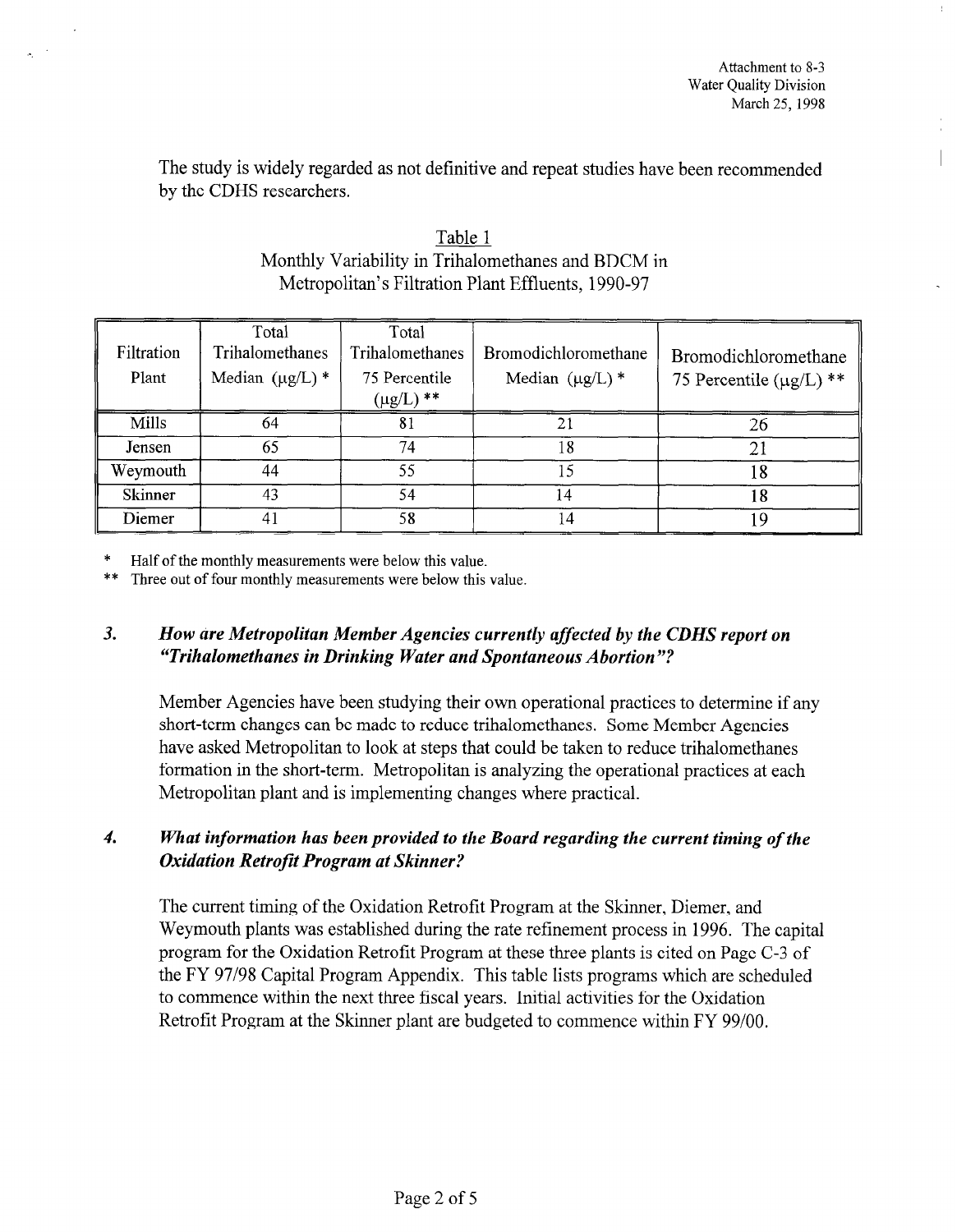The study is widely regarded as not definitive and repeat studies have been recommended by the CDHS researchers.

Table 1
Monthly Variability in Trihalomethanes and BDCM in Metropolitan's Filtration Plant Effluents, 1990-97

| Filtration Plant | Total Trihalomethanes Median (μg/L) * | Total Trihalomethanes 75 Percentile (μg/L) ** | Bromodichloromethane Median (μg/L) * | Bromodichloromethane 75 Percentile (μg/L) ** |
|---|---|---|---|---|
| Mills | 64 | 81 | 21 | 26 |
| Jensen | 65 | 74 | 18 | 21 |
| Weymouth | 44 | 55 | 15 | 18 |
| Skinner | 43 | 54 | 14 | 18 |
| Diemer | 41 | 58 | 14 | 19 |

\* Half of the monthly measurements were below this value.

\*\* Three out of four monthly measurements were below this value.

### 3. *How are Metropolitan Member Agencies currently affected by the CDHS report on "Trihalomethanes in Drinking Water and Spontaneous Abortion"?*

Member Agencies have been studying their own operational practices to determine if any short-term changes can be made to reduce trihalomethanes. Some Member Agencies have asked Metropolitan to look at steps that could be taken to reduce trihalomethanes formation in the short-term. Metropolitan is analyzing the operational practices at each Metropolitan plant and is implementing changes where practical.

### 4. *What information has been provided to the Board regarding the current timing of the Oxidation Retrofit Program at Skinner?*

The current timing of the Oxidation Retrofit Program at the Skinner, Diemer, and Weymouth plants was established during the rate refinement process in 1996. The capital program for the Oxidation Retrofit Program at these three plants is cited on Page C-3 of the FY 97/98 Capital Program Appendix. This table lists programs which are scheduled to commence within the next three fiscal years. Initial activities for the Oxidation Retrofit Program at the Skinner plant are budgeted to commence within FY 99/00.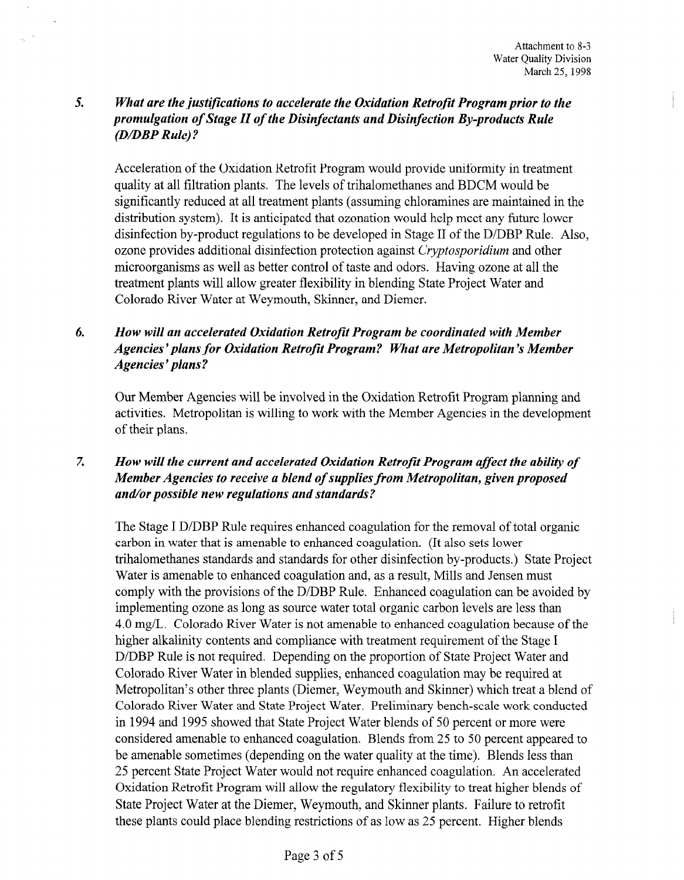Attachment to 8-3
Water Quality Division
March 25, 1998

5. ***What are the justifications to accelerate the Oxidation Retrofit Program prior to the promulgation of Stage II of the Disinfectants and Disinfection By-products Rule (D/DBP Rule)?***

   Acceleration of the Oxidation Retrofit Program would provide uniformity in treatment quality at all filtration plants. The levels of trihalomethanes and BDCM would be significantly reduced at all treatment plants (assuming chloramines are maintained in the distribution system). It is anticipated that ozonation would help meet any future lower disinfection by-product regulations to be developed in Stage II of the D/DBP Rule. Also, ozone provides additional disinfection protection against *Cryptosporidium* and other microorganisms as well as better control of taste and odors. Having ozone at all the treatment plants will allow greater flexibility in blending State Project Water and Colorado River Water at Weymouth, Skinner, and Diemer.

6. ***How will an accelerated Oxidation Retrofit Program be coordinated with Member Agencies' plans for Oxidation Retrofit Program? What are Metropolitan's Member Agencies' plans?***

   Our Member Agencies will be involved in the Oxidation Retrofit Program planning and activities. Metropolitan is willing to work with the Member Agencies in the development of their plans.

7. ***How will the current and accelerated Oxidation Retrofit Program affect the ability of Member Agencies to receive a blend of supplies from Metropolitan, given proposed and/or possible new regulations and standards?***

   The Stage I D/DBP Rule requires enhanced coagulation for the removal of total organic carbon in water that is amenable to enhanced coagulation. (It also sets lower trihalomethanes standards and standards for other disinfection by-products.) State Project Water is amenable to enhanced coagulation and, as a result, Mills and Jensen must comply with the provisions of the D/DBP Rule. Enhanced coagulation can be avoided by implementing ozone as long as source water total organic carbon levels are less than 4.0 mg/L. Colorado River Water is not amenable to enhanced coagulation because of the higher alkalinity contents and compliance with treatment requirement of the Stage I D/DBP Rule is not required. Depending on the proportion of State Project Water and Colorado River Water in blended supplies, enhanced coagulation may be required at Metropolitan's other three plants (Diemer, Weymouth and Skinner) which treat a blend of Colorado River Water and State Project Water. Preliminary bench-scale work conducted in 1994 and 1995 showed that State Project Water blends of 50 percent or more were considered amenable to enhanced coagulation. Blends from 25 to 50 percent appeared to be amenable sometimes (depending on the water quality at the time). Blends less than 25 percent State Project Water would not require enhanced coagulation. An accelerated Oxidation Retrofit Program will allow the regulatory flexibility to treat higher blends of State Project Water at the Diemer, Weymouth, and Skinner plants. Failure to retrofit these plants could place blending restrictions of as low as 25 percent. Higher blends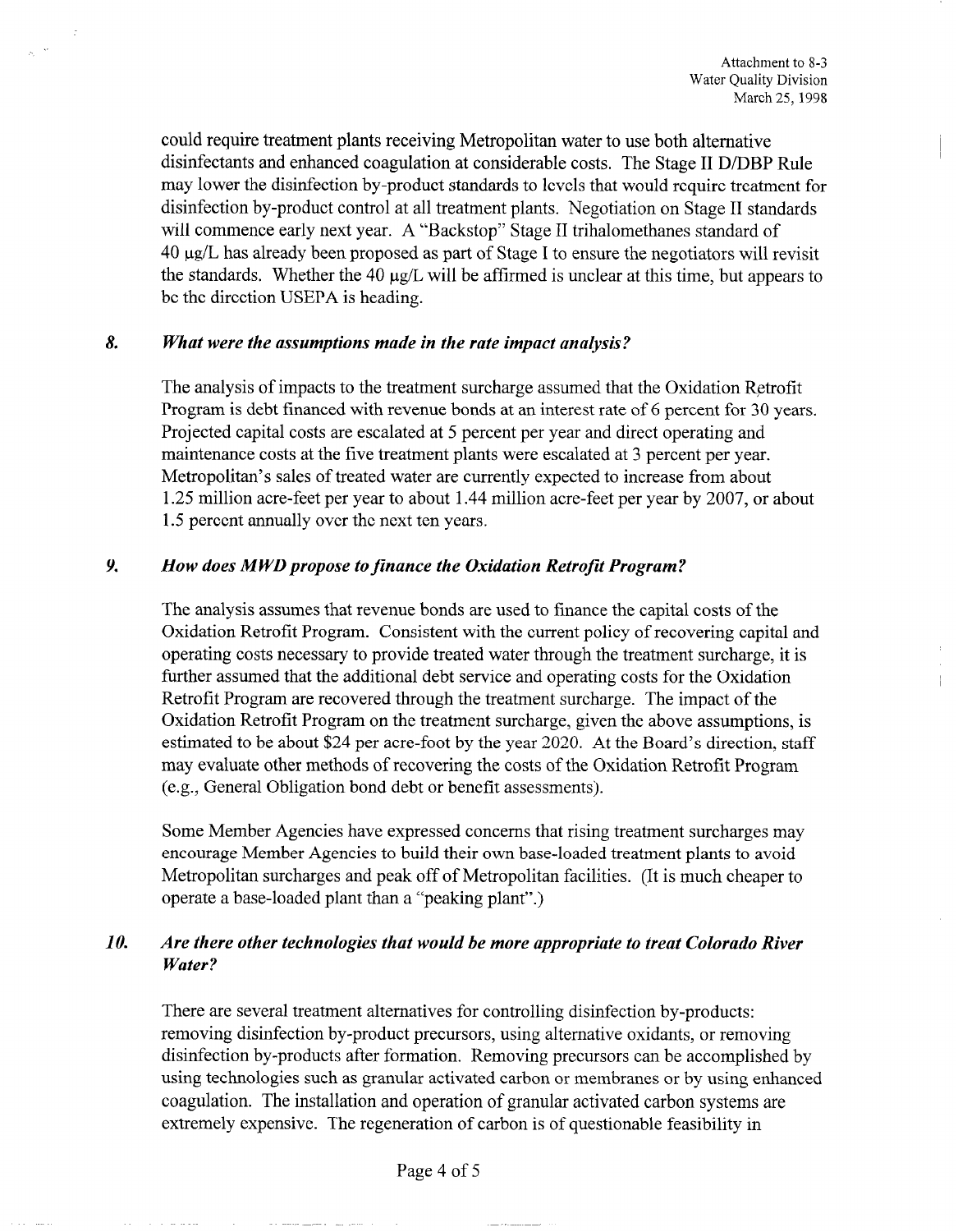could require treatment plants receiving Metropolitan water to use both alternative disinfectants and enhanced coagulation at considerable costs. The Stage II D/DBP Rule may lower the disinfection by-product standards to levels that would require treatment for disinfection by-product control at all treatment plants. Negotiation on Stage II standards will commence early next year. A "Backstop" Stage II trihalomethanes standard of 40 μg/L has already been proposed as part of Stage I to ensure the negotiators will revisit the standards. Whether the 40 μg/L will be affirmed is unclear at this time, but appears to be the direction USEPA is heading.

### *8. What were the assumptions made in the rate impact analysis?*

The analysis of impacts to the treatment surcharge assumed that the Oxidation Retrofit Program is debt financed with revenue bonds at an interest rate of 6 percent for 30 years. Projected capital costs are escalated at 5 percent per year and direct operating and maintenance costs at the five treatment plants were escalated at 3 percent per year. Metropolitan's sales of treated water are currently expected to increase from about 1.25 million acre-feet per year to about 1.44 million acre-feet per year by 2007, or about 1.5 percent annually over the next ten years.

### *9. How does MWD propose to finance the Oxidation Retrofit Program?*

The analysis assumes that revenue bonds are used to finance the capital costs of the Oxidation Retrofit Program. Consistent with the current policy of recovering capital and operating costs necessary to provide treated water through the treatment surcharge, it is further assumed that the additional debt service and operating costs for the Oxidation Retrofit Program are recovered through the treatment surcharge. The impact of the Oxidation Retrofit Program on the treatment surcharge, given the above assumptions, is estimated to be about $24 per acre-foot by the year 2020. At the Board's direction, staff may evaluate other methods of recovering the costs of the Oxidation Retrofit Program (e.g., General Obligation bond debt or benefit assessments).

Some Member Agencies have expressed concerns that rising treatment surcharges may encourage Member Agencies to build their own base-loaded treatment plants to avoid Metropolitan surcharges and peak off of Metropolitan facilities. (It is much cheaper to operate a base-loaded plant than a "peaking plant".)

### *10. Are there other technologies that would be more appropriate to treat Colorado River Water?*

There are several treatment alternatives for controlling disinfection by-products: removing disinfection by-product precursors, using alternative oxidants, or removing disinfection by-products after formation. Removing precursors can be accomplished by using technologies such as granular activated carbon or membranes or by using enhanced coagulation. The installation and operation of granular activated carbon systems are extremely expensive. The regeneration of carbon is of questionable feasibility in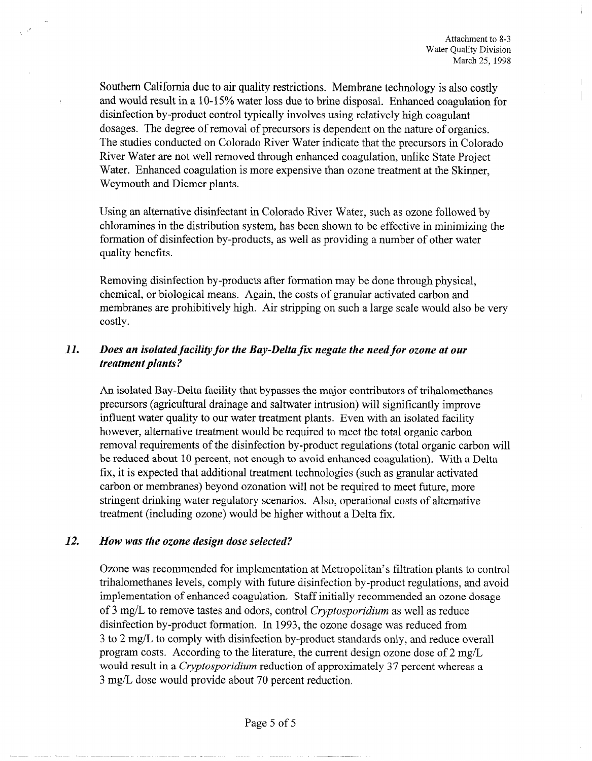Southern California due to air quality restrictions. Membrane technology is also costly and would result in a 10-15% water loss due to brine disposal. Enhanced coagulation for disinfection by-product control typically involves using relatively high coagulant dosages. The degree of removal of precursors is dependent on the nature of organics. The studies conducted on Colorado River Water indicate that the precursors in Colorado River Water are not well removed through enhanced coagulation, unlike State Project Water. Enhanced coagulation is more expensive than ozone treatment at the Skinner, Weymouth and Diemer plants.

Using an alternative disinfectant in Colorado River Water, such as ozone followed by chloramines in the distribution system, has been shown to be effective in minimizing the formation of disinfection by-products, as well as providing a number of other water quality benefits.

Removing disinfection by-products after formation may be done through physical, chemical, or biological means. Again, the costs of granular activated carbon and membranes are prohibitively high. Air stripping on such a large scale would also be very costly.

### *11. Does an isolated facility for the Bay-Delta fix negate the need for ozone at our treatment plants?*

An isolated Bay-Delta facility that bypasses the major contributors of trihalomethanes precursors (agricultural drainage and saltwater intrusion) will significantly improve influent water quality to our water treatment plants. Even with an isolated facility however, alternative treatment would be required to meet the total organic carbon removal requirements of the disinfection by-product regulations (total organic carbon will be reduced about 10 percent, not enough to avoid enhanced coagulation). With a Delta fix, it is expected that additional treatment technologies (such as granular activated carbon or membranes) beyond ozonation will not be required to meet future, more stringent drinking water regulatory scenarios. Also, operational costs of alternative treatment (including ozone) would be higher without a Delta fix.

### *12. How was the ozone design dose selected?*

Ozone was recommended for implementation at Metropolitan's filtration plants to control trihalomethanes levels, comply with future disinfection by-product regulations, and avoid implementation of enhanced coagulation. Staff initially recommended an ozone dosage of 3 mg/L to remove tastes and odors, control *Cryptosporidium* as well as reduce disinfection by-product formation. In 1993, the ozone dosage was reduced from 3 to 2 mg/L to comply with disinfection by-product standards only, and reduce overall program costs. According to the literature, the current design ozone dose of 2 mg/L would result in a *Cryptosporidium* reduction of approximately 37 percent whereas a 3 mg/L dose would provide about 70 percent reduction.